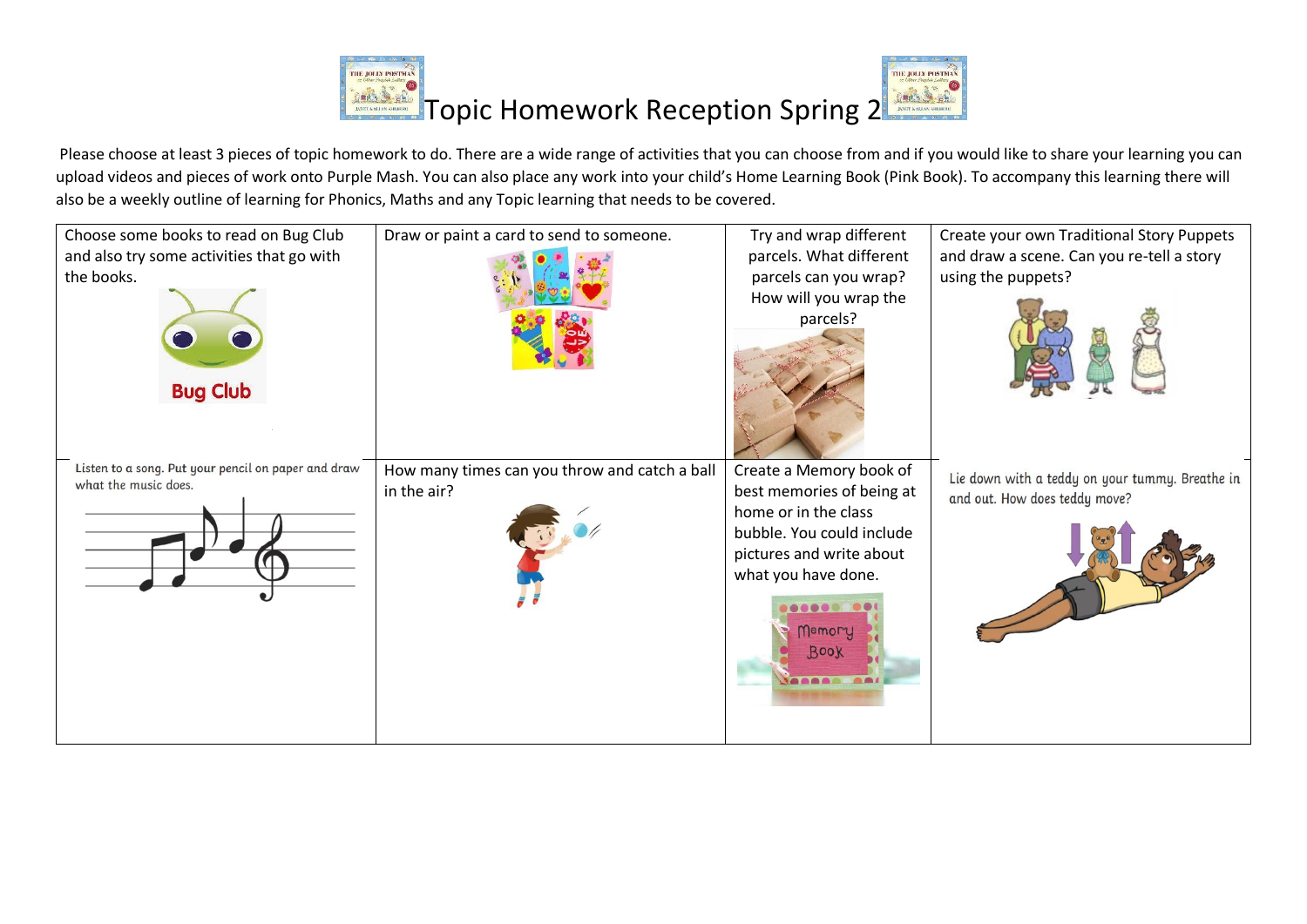# Topic Homework Reception Spring 2

Please choose at least 3 pieces of topic homework to do. There are a wide range of activities that you can choose from and if you would like to share your learning you can upload videos and pieces of work onto Purple Mash. You can also place any work into your child's Home Learning Book (Pink Book). To accompany this learning there will also be a weekly outline of learning for Phonics, Maths and any Topic learning that needs to be covered.

| | | | |
|---|---|---|---|
| Choose some books to read on Bug Club and also try some activities that go with the books. | Draw or paint a card to send to someone. | Try and wrap different parcels. What different parcels can you wrap? How will you wrap the parcels? | Create your own Traditional Story Puppets and draw a scene. Can you re-tell a story using the puppets? |
| Listen to a song. Put your pencil on paper and draw what the music does. | How many times can you throw and catch a ball in the air? | Create a Memory book of best memories of being at home or in the class bubble. You could include pictures and write about what you have done. | Lie down with a teddy on your tummy. Breathe in and out. How does teddy move? |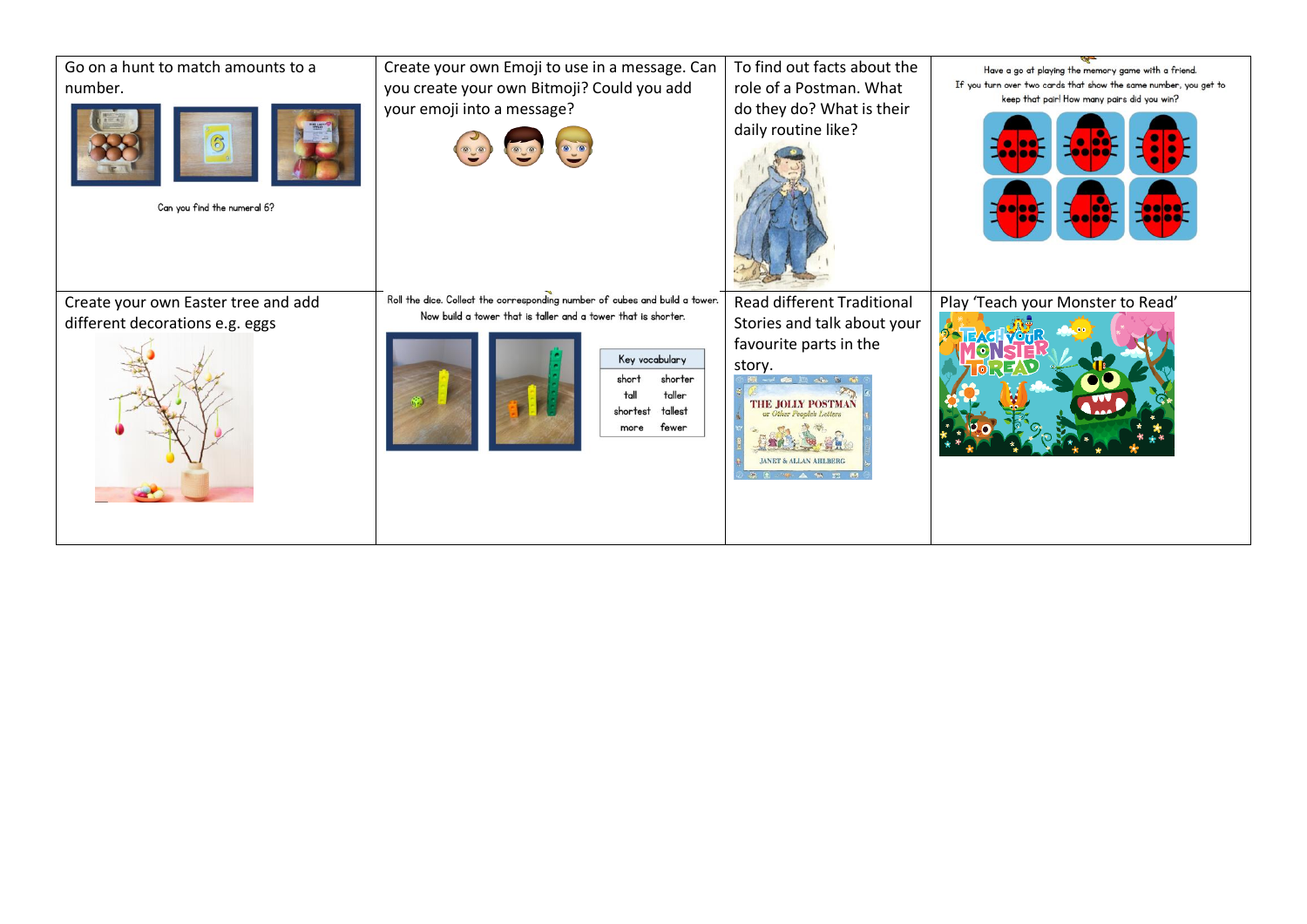| | | | |
|---|---|---|---|
| Go on a hunt to match amounts to a number.<br><br>Can you find the numeral 6? | Create your own Emoji to use in a message. Can you create your own Bitmoji? Could you add your emoji into a message? | To find out facts about the role of a Postman. What do they do? What is their daily routine like? | Have a go at playing the memory game with a friend.<br>If you turn over two cards that show the same number, you get to keep that pair! How many pairs did you win? |
| Create your own Easter tree and add different decorations e.g. eggs | Roll the dice. Collect the corresponding number of cubes and build a tower.<br>Now build a tower that is taller and a tower that is shorter.<br><br>Key vocabulary<br>short shorter<br>tall taller<br>shortest tallest<br>more fewer | Read different Traditional Stories and talk about your favourite parts in the story.<br><br>THE JOLLY POSTMAN<br>or Other People's Letters<br>JANET & ALLAN AHLBERG | Play 'Teach your Monster to Read'<br><br>TEACH YOUR MONSTER TO READ |